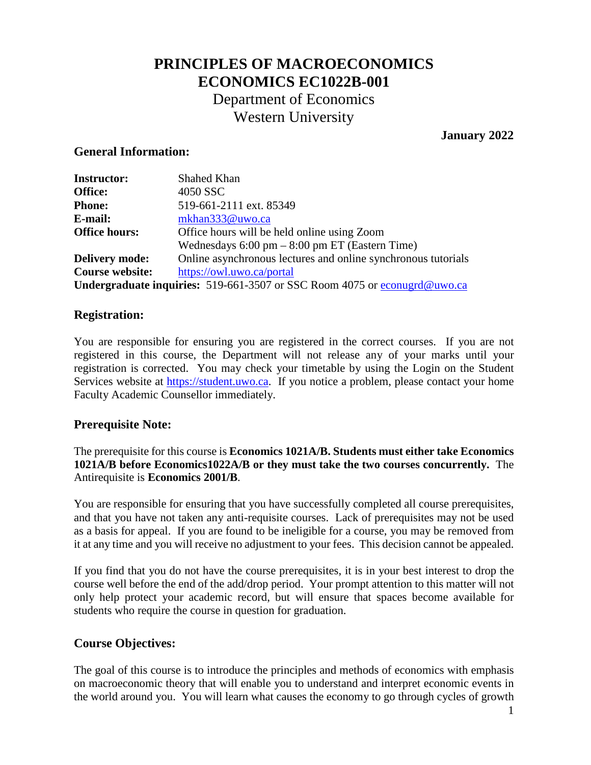# PRINCIPLES OF MACROECONOMICS
# ECONOMICS EC1022B-001

Department of Economics
Western University

**January 2022**

## General Information:

| | |
|---|---|
| **Instructor:** | Shahed Khan |
| **Office:** | 4050 SSC |
| **Phone:** | 519-661-2111 ext. 85349 |
| **E-mail:** | mkhan333@uwo.ca |
| **Office hours:** | Office hours will be held online using Zoom<br>Wednesdays 6:00 pm – 8:00 pm ET (Eastern Time) |
| **Delivery mode:** | Online asynchronous lectures and online synchronous tutorials |
| **Course website:** | https://owl.uwo.ca/portal |

**Undergraduate inquiries:** 519-661-3507 or SSC Room 4075 or econugrd@uwo.ca

## Registration:

You are responsible for ensuring you are registered in the correct courses. If you are not registered in this course, the Department will not release any of your marks until your registration is corrected. You may check your timetable by using the Login on the Student Services website at https://student.uwo.ca. If you notice a problem, please contact your home Faculty Academic Counsellor immediately.

## Prerequisite Note:

The prerequisite for this course is **Economics 1021A/B. Students must either take Economics 1021A/B before Economics1022A/B or they must take the two courses concurrently.** The Antirequisite is **Economics 2001/B**.

You are responsible for ensuring that you have successfully completed all course prerequisites, and that you have not taken any anti-requisite courses. Lack of prerequisites may not be used as a basis for appeal. If you are found to be ineligible for a course, you may be removed from it at any time and you will receive no adjustment to your fees. This decision cannot be appealed.

If you find that you do not have the course prerequisites, it is in your best interest to drop the course well before the end of the add/drop period. Your prompt attention to this matter will not only help protect your academic record, but will ensure that spaces become available for students who require the course in question for graduation.

## Course Objectives:

The goal of this course is to introduce the principles and methods of economics with emphasis on macroeconomic theory that will enable you to understand and interpret economic events in the world around you. You will learn what causes the economy to go through cycles of growth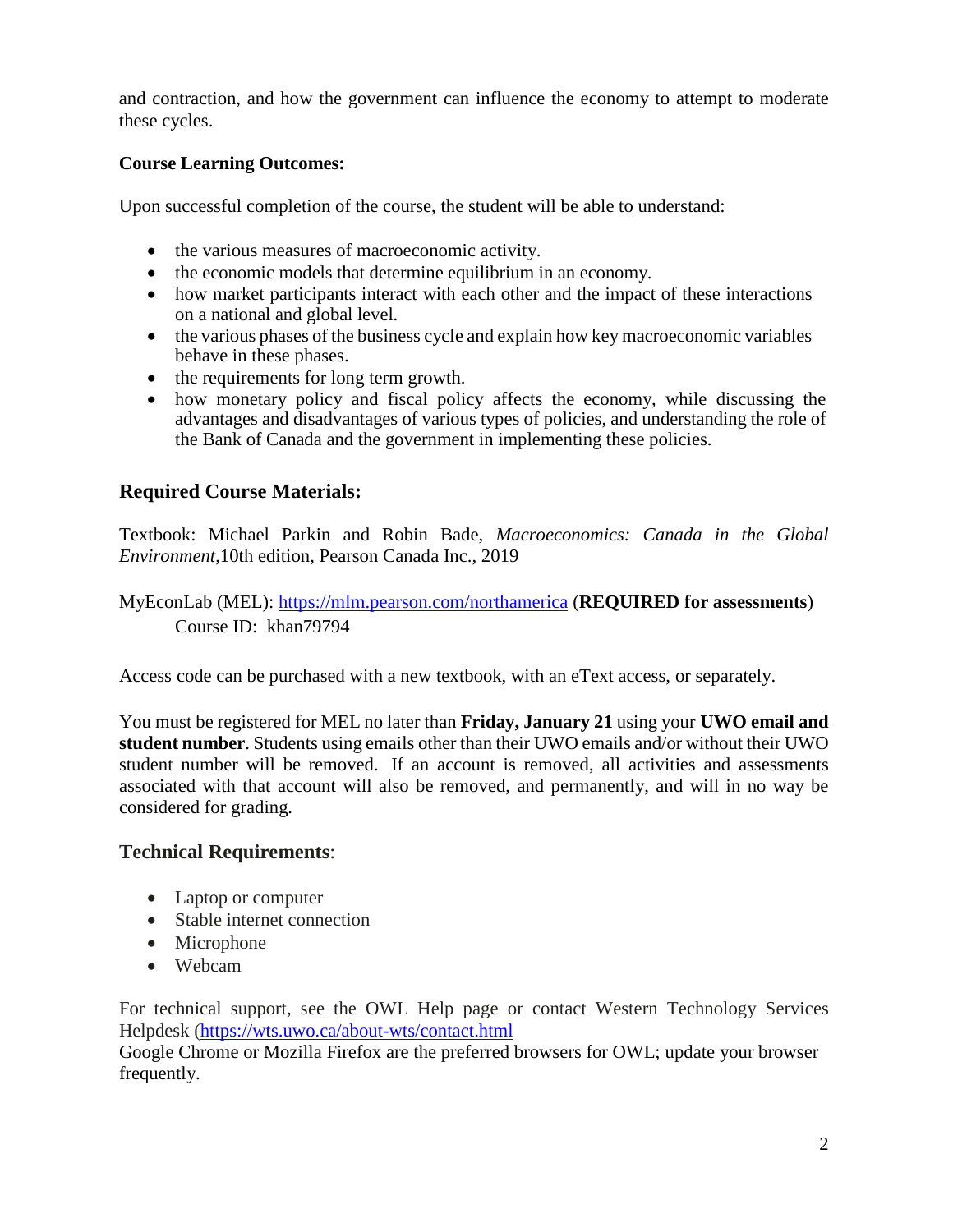and contraction, and how the government can influence the economy to attempt to moderate these cycles.

**Course Learning Outcomes:**

Upon successful completion of the course, the student will be able to understand:

- the various measures of macroeconomic activity.
- the economic models that determine equilibrium in an economy.
- how market participants interact with each other and the impact of these interactions on a national and global level.
- the various phases of the business cycle and explain how key macroeconomic variables behave in these phases.
- the requirements for long term growth.
- how monetary policy and fiscal policy affects the economy, while discussing the advantages and disadvantages of various types of policies, and understanding the role of the Bank of Canada and the government in implementing these policies.

## Required Course Materials:

Textbook: Michael Parkin and Robin Bade, *Macroeconomics: Canada in the Global Environment*,10th edition, Pearson Canada Inc., 2019

MyEconLab (MEL): https://mlm.pearson.com/northamerica (**REQUIRED for assessments**)
Course ID: khan79794

Access code can be purchased with a new textbook, with an eText access, or separately.

You must be registered for MEL no later than **Friday, January 21** using your **UWO email and student number**. Students using emails other than their UWO emails and/or without their UWO student number will be removed. If an account is removed, all activities and assessments associated with that account will also be removed, and permanently, and will in no way be considered for grading.

## Technical Requirements:

- Laptop or computer
- Stable internet connection
- Microphone
- Webcam

For technical support, see the OWL Help page or contact Western Technology Services Helpdesk (https://wts.uwo.ca/about-wts/contact.html
Google Chrome or Mozilla Firefox are the preferred browsers for OWL; update your browser frequently.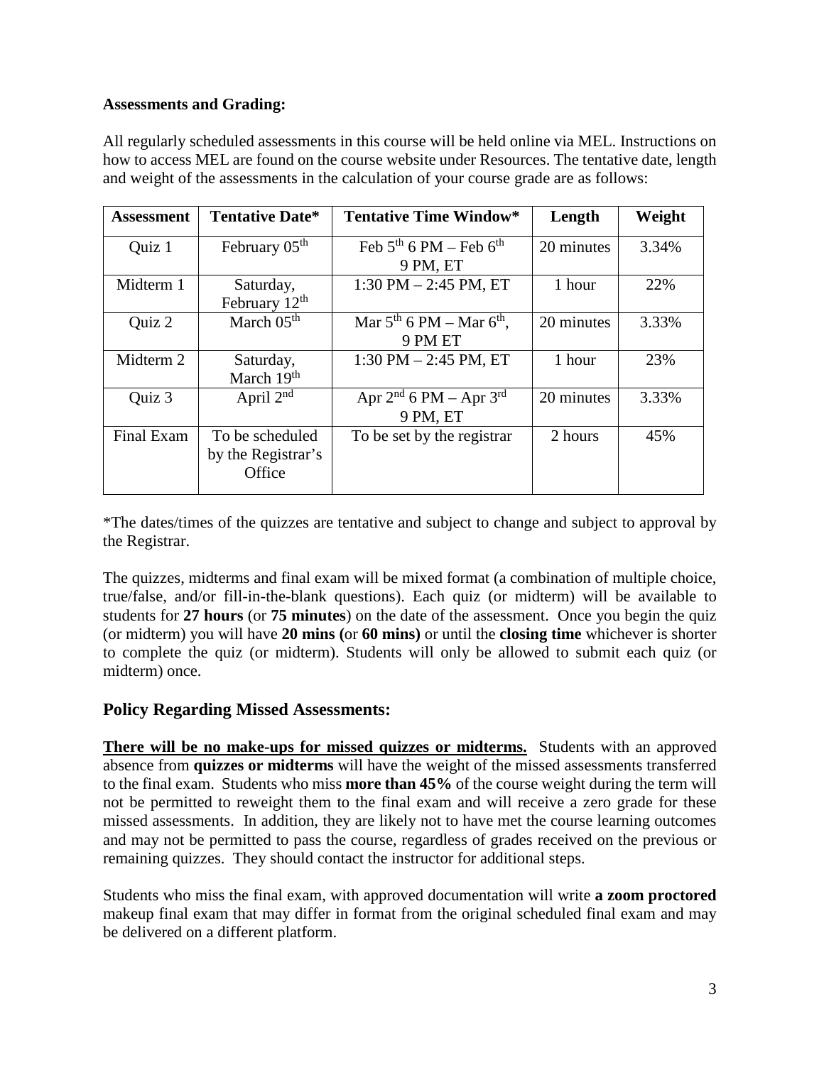**Assessments and Grading:**

All regularly scheduled assessments in this course will be held online via MEL. Instructions on how to access MEL are found on the course website under Resources. The tentative date, length and weight of the assessments in the calculation of your course grade are as follows:

| Assessment | Tentative Date* | Tentative Time Window* | Length | Weight |
|---|---|---|---|---|
| Quiz 1 | February 05th | Feb 5th 6 PM – Feb 6th 9 PM, ET | 20 minutes | 3.34% |
| Midterm 1 | Saturday, February 12th | 1:30 PM – 2:45 PM, ET | 1 hour | 22% |
| Quiz 2 | March 05th | Mar 5th 6 PM – Mar 6th, 9 PM ET | 20 minutes | 3.33% |
| Midterm 2 | Saturday, March 19th | 1:30 PM – 2:45 PM, ET | 1 hour | 23% |
| Quiz 3 | April 2nd | Apr 2nd 6 PM – Apr 3rd 9 PM, ET | 20 minutes | 3.33% |
| Final Exam | To be scheduled by the Registrar's Office | To be set by the registrar | 2 hours | 45% |

*The dates/times of the quizzes are tentative and subject to change and subject to approval by the Registrar.

The quizzes, midterms and final exam will be mixed format (a combination of multiple choice, true/false, and/or fill-in-the-blank questions). Each quiz (or midterm) will be available to students for **27 hours** (or **75 minutes**) on the date of the assessment. Once you begin the quiz (or midterm) you will have **20 mins (**or **60 mins)** or until the **closing time** whichever is shorter to complete the quiz (or midterm). Students will only be allowed to submit each quiz (or midterm) once.

## Policy Regarding Missed Assessments:

**There will be no make-ups for missed quizzes or midterms.** Students with an approved absence from **quizzes or midterms** will have the weight of the missed assessments transferred to the final exam. Students who miss **more than 45%** of the course weight during the term will not be permitted to reweight them to the final exam and will receive a zero grade for these missed assessments. In addition, they are likely not to have met the course learning outcomes and may not be permitted to pass the course, regardless of grades received on the previous or remaining quizzes. They should contact the instructor for additional steps.

Students who miss the final exam, with approved documentation will write **a zoom proctored** makeup final exam that may differ in format from the original scheduled final exam and may be delivered on a different platform.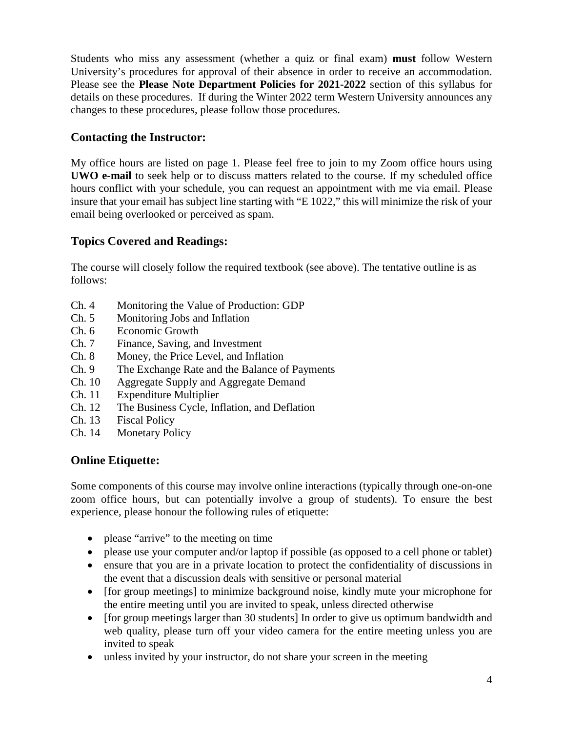Students who miss any assessment (whether a quiz or final exam) **must** follow Western University's procedures for approval of their absence in order to receive an accommodation. Please see the **Please Note Department Policies for 2021-2022** section of this syllabus for details on these procedures. If during the Winter 2022 term Western University announces any changes to these procedures, please follow those procedures.

## Contacting the Instructor:

My office hours are listed on page 1. Please feel free to join to my Zoom office hours using **UWO e-mail** to seek help or to discuss matters related to the course. If my scheduled office hours conflict with your schedule, you can request an appointment with me via email. Please insure that your email has subject line starting with "E 1022," this will minimize the risk of your email being overlooked or perceived as spam.

## Topics Covered and Readings:

The course will closely follow the required textbook (see above). The tentative outline is as follows:

- Ch. 4 Monitoring the Value of Production: GDP
- Ch. 5 Monitoring Jobs and Inflation
- Ch. 6 Economic Growth
- Ch. 7 Finance, Saving, and Investment
- Ch. 8 Money, the Price Level, and Inflation
- Ch. 9 The Exchange Rate and the Balance of Payments
- Ch. 10 Aggregate Supply and Aggregate Demand
- Ch. 11 Expenditure Multiplier
- Ch. 12 The Business Cycle, Inflation, and Deflation
- Ch. 13 Fiscal Policy
- Ch. 14 Monetary Policy

## Online Etiquette:

Some components of this course may involve online interactions (typically through one-on-one zoom office hours, but can potentially involve a group of students). To ensure the best experience, please honour the following rules of etiquette:

- please "arrive" to the meeting on time
- please use your computer and/or laptop if possible (as opposed to a cell phone or tablet)
- ensure that you are in a private location to protect the confidentiality of discussions in the event that a discussion deals with sensitive or personal material
- [for group meetings] to minimize background noise, kindly mute your microphone for the entire meeting until you are invited to speak, unless directed otherwise
- [for group meetings larger than 30 students] In order to give us optimum bandwidth and web quality, please turn off your video camera for the entire meeting unless you are invited to speak
- unless invited by your instructor, do not share your screen in the meeting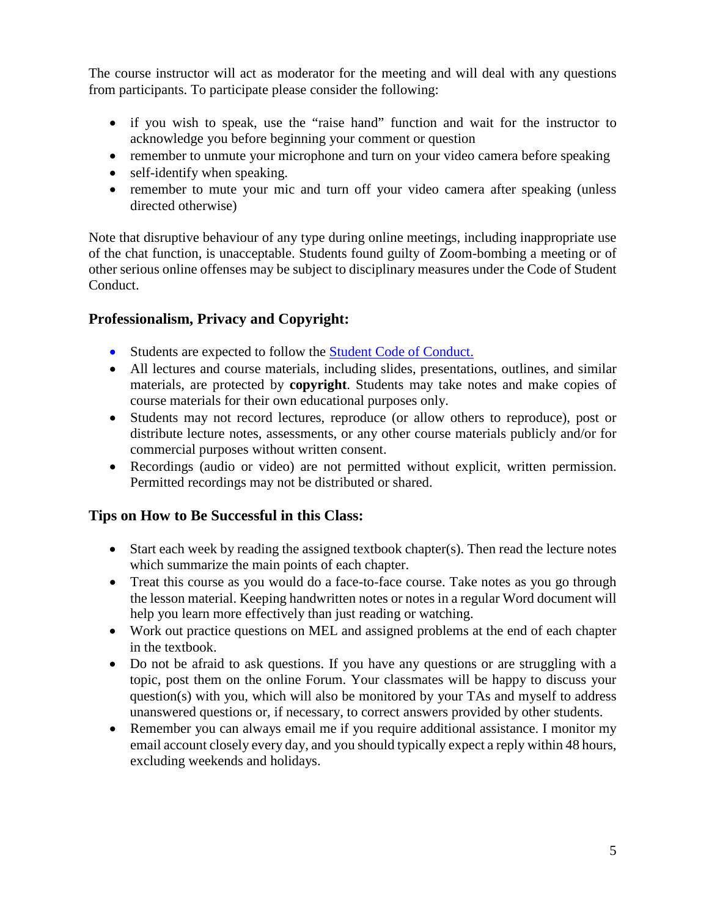The course instructor will act as moderator for the meeting and will deal with any questions from participants. To participate please consider the following:

- if you wish to speak, use the "raise hand" function and wait for the instructor to acknowledge you before beginning your comment or question
- remember to unmute your microphone and turn on your video camera before speaking
- self-identify when speaking.
- remember to mute your mic and turn off your video camera after speaking (unless directed otherwise)

Note that disruptive behaviour of any type during online meetings, including inappropriate use of the chat function, is unacceptable. Students found guilty of Zoom-bombing a meeting or of other serious online offenses may be subject to disciplinary measures under the Code of Student Conduct.

### Professionalism, Privacy and Copyright:

- Students are expected to follow the [Student Code of Conduct.]()
- All lectures and course materials, including slides, presentations, outlines, and similar materials, are protected by **copyright**. Students may take notes and make copies of course materials for their own educational purposes only.
- Students may not record lectures, reproduce (or allow others to reproduce), post or distribute lecture notes, assessments, or any other course materials publicly and/or for commercial purposes without written consent.
- Recordings (audio or video) are not permitted without explicit, written permission. Permitted recordings may not be distributed or shared.

### Tips on How to Be Successful in this Class:

- Start each week by reading the assigned textbook chapter(s). Then read the lecture notes which summarize the main points of each chapter.
- Treat this course as you would do a face-to-face course. Take notes as you go through the lesson material. Keeping handwritten notes or notes in a regular Word document will help you learn more effectively than just reading or watching.
- Work out practice questions on MEL and assigned problems at the end of each chapter in the textbook.
- Do not be afraid to ask questions. If you have any questions or are struggling with a topic, post them on the online Forum. Your classmates will be happy to discuss your question(s) with you, which will also be monitored by your TAs and myself to address unanswered questions or, if necessary, to correct answers provided by other students.
- Remember you can always email me if you require additional assistance. I monitor my email account closely every day, and you should typically expect a reply within 48 hours, excluding weekends and holidays.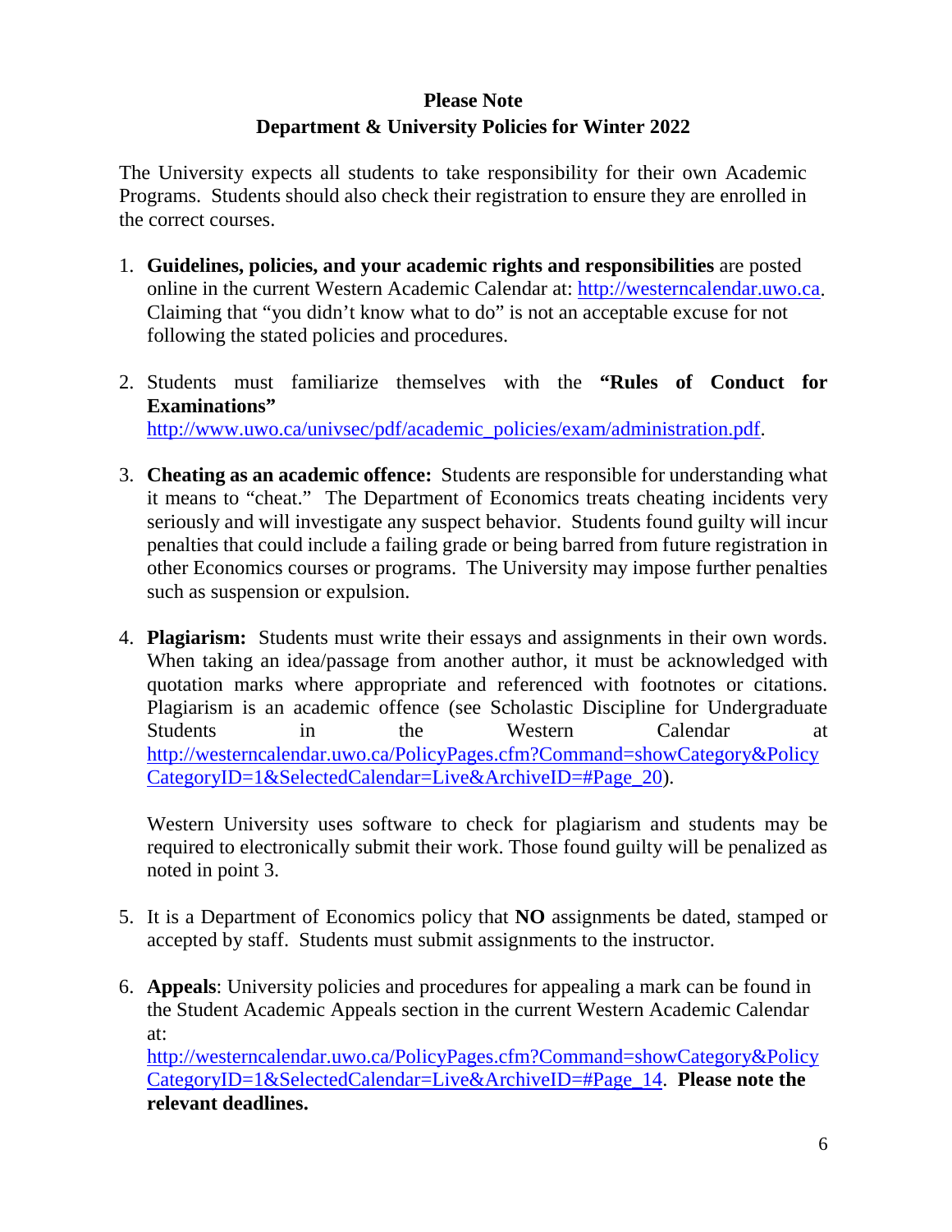**Please Note**

**Department & University Policies for Winter 2022**

The University expects all students to take responsibility for their own Academic Programs. Students should also check their registration to ensure they are enrolled in the correct courses.

1. **Guidelines, policies, and your academic rights and responsibilities** are posted online in the current Western Academic Calendar at: http://westerncalendar.uwo.ca. Claiming that "you didn't know what to do" is not an acceptable excuse for not following the stated policies and procedures.

2. Students must familiarize themselves with the **"Rules of Conduct for Examinations"** http://www.uwo.ca/univsec/pdf/academic_policies/exam/administration.pdf.

3. **Cheating as an academic offence:** Students are responsible for understanding what it means to "cheat." The Department of Economics treats cheating incidents very seriously and will investigate any suspect behavior. Students found guilty will incur penalties that could include a failing grade or being barred from future registration in other Economics courses or programs. The University may impose further penalties such as suspension or expulsion.

4. **Plagiarism:** Students must write their essays and assignments in their own words. When taking an idea/passage from another author, it must be acknowledged with quotation marks where appropriate and referenced with footnotes or citations. Plagiarism is an academic offence (see Scholastic Discipline for Undergraduate Students in the Western Calendar at http://westerncalendar.uwo.ca/PolicyPages.cfm?Command=showCategory&PolicyCategoryID=1&SelectedCalendar=Live&ArchiveID=#Page_20).

   Western University uses software to check for plagiarism and students may be required to electronically submit their work. Those found guilty will be penalized as noted in point 3.

5. It is a Department of Economics policy that **NO** assignments be dated, stamped or accepted by staff. Students must submit assignments to the instructor.

6. **Appeals**: University policies and procedures for appealing a mark can be found in the Student Academic Appeals section in the current Western Academic Calendar at: http://westerncalendar.uwo.ca/PolicyPages.cfm?Command=showCategory&PolicyCategoryID=1&SelectedCalendar=Live&ArchiveID=#Page_14. **Please note the relevant deadlines.**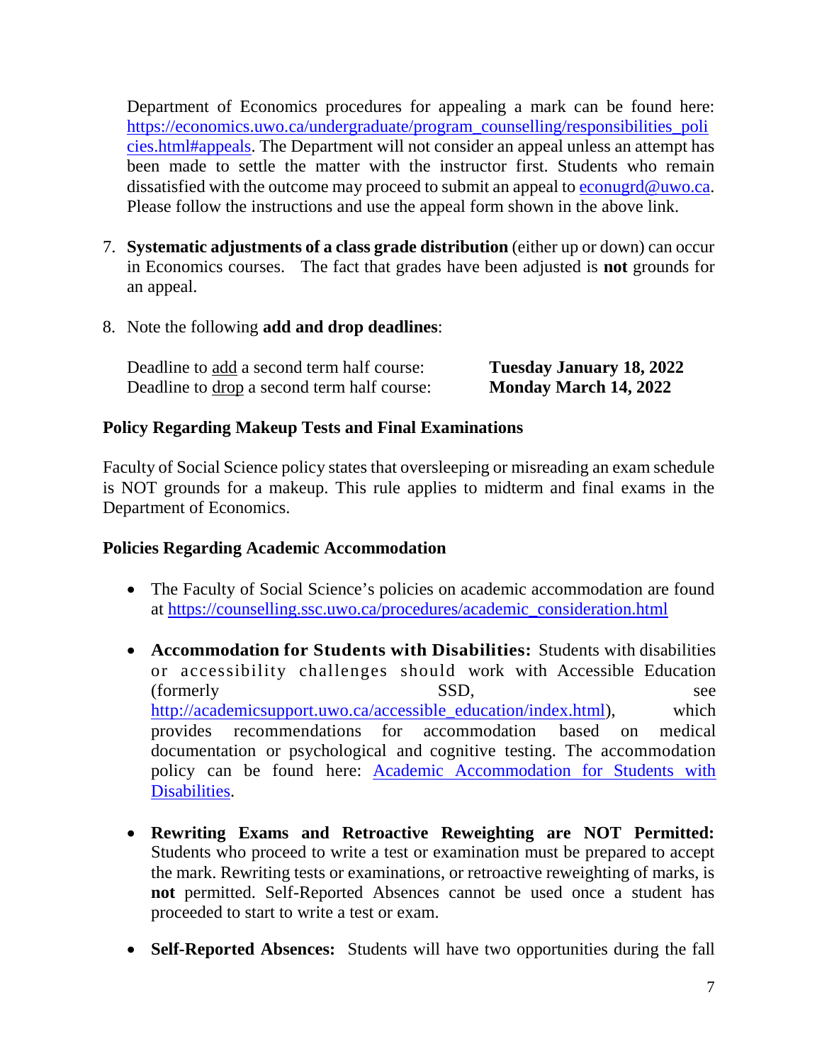Department of Economics procedures for appealing a mark can be found here: [https://economics.uwo.ca/undergraduate/program_counselling/responsibilities_policies.html#appeals](https://economics.uwo.ca/undergraduate/program_counselling/responsibilities_policies.html#appeals). The Department will not consider an appeal unless an attempt has been made to settle the matter with the instructor first. Students who remain dissatisfied with the outcome may proceed to submit an appeal to [econugrd@uwo.ca](mailto:econugrd@uwo.ca). Please follow the instructions and use the appeal form shown in the above link.

7. **Systematic adjustments of a class grade distribution** (either up or down) can occur in Economics courses. The fact that grades have been adjusted is **not** grounds for an appeal.

8. Note the following **add and drop deadlines**:

   Deadline to add a second term half course: **Tuesday January 18, 2022**
   Deadline to drop a second term half course: **Monday March 14, 2022**

**Policy Regarding Makeup Tests and Final Examinations**

Faculty of Social Science policy states that oversleeping or misreading an exam schedule is NOT grounds for a makeup. This rule applies to midterm and final exams in the Department of Economics.

**Policies Regarding Academic Accommodation**

- The Faculty of Social Science's policies on academic accommodation are found at [https://counselling.ssc.uwo.ca/procedures/academic_consideration.html](https://counselling.ssc.uwo.ca/procedures/academic_consideration.html)

- **Accommodation for Students with Disabilities:** Students with disabilities or accessibility challenges should work with Accessible Education (formerly SSD, see [http://academicsupport.uwo.ca/accessible_education/index.html](http://academicsupport.uwo.ca/accessible_education/index.html)), which provides recommendations for accommodation based on medical documentation or psychological and cognitive testing. The accommodation policy can be found here: Academic Accommodation for Students with Disabilities.

- **Rewriting Exams and Retroactive Reweighting are NOT Permitted:** Students who proceed to write a test or examination must be prepared to accept the mark. Rewriting tests or examinations, or retroactive reweighting of marks, is **not** permitted. Self-Reported Absences cannot be used once a student has proceeded to start to write a test or exam.

- **Self-Reported Absences:** Students will have two opportunities during the fall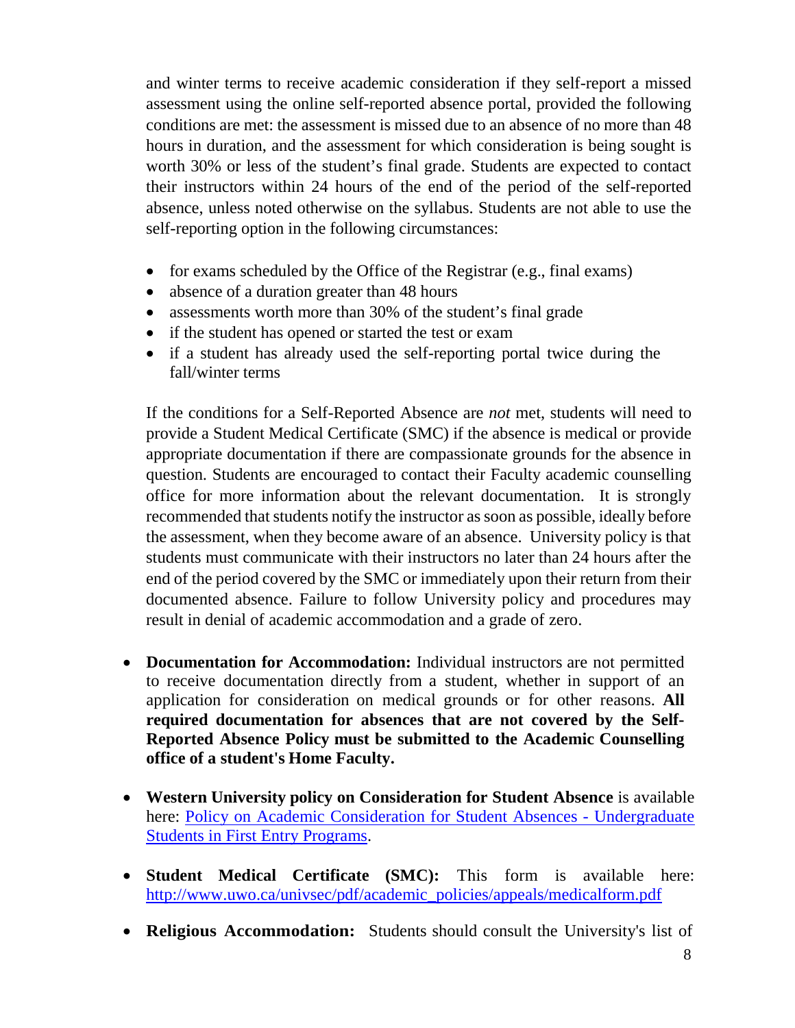and winter terms to receive academic consideration if they self-report a missed assessment using the online self-reported absence portal, provided the following conditions are met: the assessment is missed due to an absence of no more than 48 hours in duration, and the assessment for which consideration is being sought is worth 30% or less of the student's final grade. Students are expected to contact their instructors within 24 hours of the end of the period of the self-reported absence, unless noted otherwise on the syllabus. Students are not able to use the self-reporting option in the following circumstances:

- for exams scheduled by the Office of the Registrar (e.g., final exams)
- absence of a duration greater than 48 hours
- assessments worth more than 30% of the student's final grade
- if the student has opened or started the test or exam
- if a student has already used the self-reporting portal twice during the fall/winter terms

If the conditions for a Self-Reported Absence are *not* met, students will need to provide a Student Medical Certificate (SMC) if the absence is medical or provide appropriate documentation if there are compassionate grounds for the absence in question. Students are encouraged to contact their Faculty academic counselling office for more information about the relevant documentation. It is strongly recommended that students notify the instructor as soon as possible, ideally before the assessment, when they become aware of an absence. University policy is that students must communicate with their instructors no later than 24 hours after the end of the period covered by the SMC or immediately upon their return from their documented absence. Failure to follow University policy and procedures may result in denial of academic accommodation and a grade of zero.

- **Documentation for Accommodation:** Individual instructors are not permitted to receive documentation directly from a student, whether in support of an application for consideration on medical grounds or for other reasons. **All required documentation for absences that are not covered by the Self-Reported Absence Policy must be submitted to the Academic Counselling office of a student's Home Faculty.**

- **Western University policy on Consideration for Student Absence** is available here: [Policy on Academic Consideration for Student Absences - Undergraduate Students in First Entry Programs](#).

- **Student Medical Certificate (SMC):** This form is available here: [http://www.uwo.ca/univsec/pdf/academic_policies/appeals/medicalform.pdf](http://www.uwo.ca/univsec/pdf/academic_policies/appeals/medicalform.pdf)

- **Religious Accommodation:** Students should consult the University's list of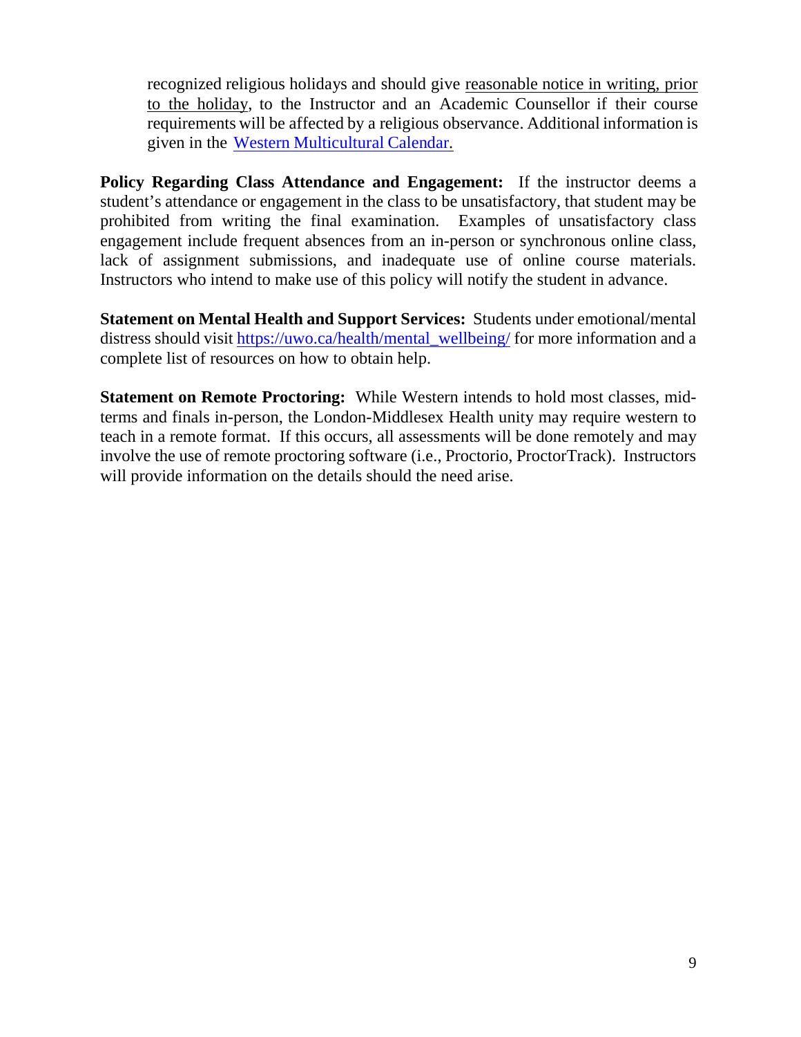recognized religious holidays and should give reasonable notice in writing, prior to the holiday, to the Instructor and an Academic Counsellor if their course requirements will be affected by a religious observance. Additional information is given in the [Western Multicultural Calendar.](#)

**Policy Regarding Class Attendance and Engagement:** If the instructor deems a student's attendance or engagement in the class to be unsatisfactory, that student may be prohibited from writing the final examination. Examples of unsatisfactory class engagement include frequent absences from an in-person or synchronous online class, lack of assignment submissions, and inadequate use of online course materials. Instructors who intend to make use of this policy will notify the student in advance.

**Statement on Mental Health and Support Services:** Students under emotional/mental distress should visit https://uwo.ca/health/mental_wellbeing/ for more information and a complete list of resources on how to obtain help.

**Statement on Remote Proctoring:** While Western intends to hold most classes, mid-terms and finals in-person, the London-Middlesex Health unity may require western to teach in a remote format. If this occurs, all assessments will be done remotely and may involve the use of remote proctoring software (i.e., Proctorio, ProctorTrack). Instructors will provide information on the details should the need arise.